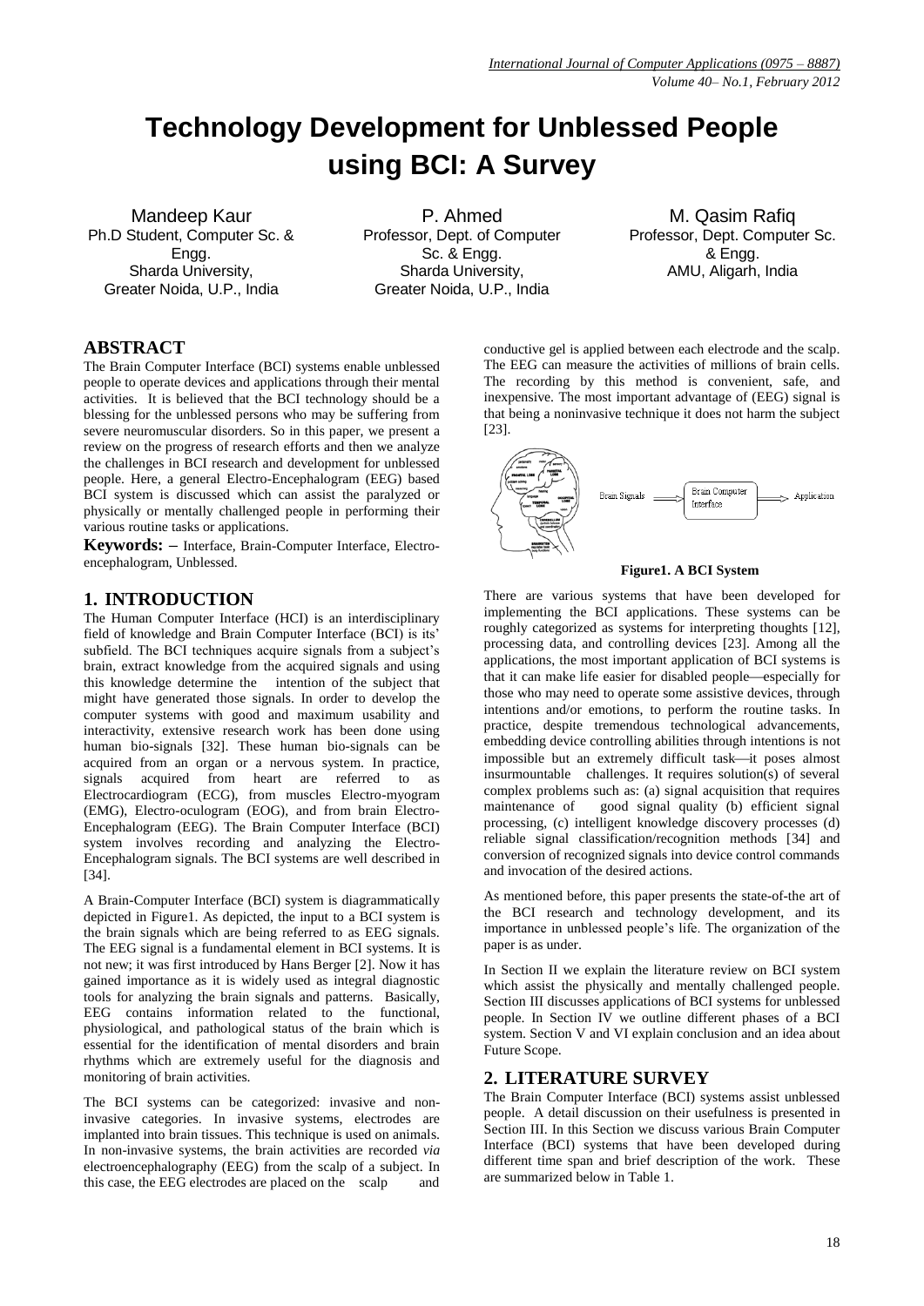# Technology Development for Unblessed People using BCI: A Survey

Mandeep Kaur
Ph.D Student, Computer Sc. & Engg.
Sharda University,
Greater Noida, U.P., India

P. Ahmed
Professor, Dept. of Computer Sc. & Engg.
Sharda University,
Greater Noida, U.P., India

M. Qasim Rafiq
Professor, Dept. Computer Sc. & Engg.
AMU, Aligarh, India

## ABSTRACT

The Brain Computer Interface (BCI) systems enable unblessed people to operate devices and applications through their mental activities. It is believed that the BCI technology should be a blessing for the unblessed persons who may be suffering from severe neuromuscular disorders. So in this paper, we present a review on the progress of research efforts and then we analyze the challenges in BCI research and development for unblessed people. Here, a general Electro-Encephalogram (EEG) based BCI system is discussed which can assist the paralyzed or physically or mentally challenged people in performing their various routine tasks or applications.

**Keywords:** – Interface, Brain-Computer Interface, Electro-encephalogram, Unblessed.

## 1. INTRODUCTION

The Human Computer Interface (HCI) is an interdisciplinary field of knowledge and Brain Computer Interface (BCI) is its' subfield. The BCI techniques acquire signals from a subject's brain, extract knowledge from the acquired signals and using this knowledge determine the intention of the subject that might have generated those signals. In order to develop the computer systems with good and maximum usability and interactivity, extensive research work has been done using human bio-signals [32]. These human bio-signals can be acquired from an organ or a nervous system. In practice, signals acquired from heart are referred to as Electrocardiogram (ECG), from muscles Electro-myogram (EMG), Electro-oculogram (EOG), and from brain Electro-Encephalogram (EEG). The Brain Computer Interface (BCI) system involves recording and analyzing the Electro-Encephalogram signals. The BCI systems are well described in [34].

A Brain-Computer Interface (BCI) system is diagrammatically depicted in Figure1. As depicted, the input to a BCI system is the brain signals which are being referred to as EEG signals. The EEG signal is a fundamental element in BCI systems. It is not new; it was first introduced by Hans Berger [2]. Now it has gained importance as it is widely used as integral diagnostic tools for analyzing the brain signals and patterns. Basically, EEG contains information related to the functional, physiological, and pathological status of the brain which is essential for the identification of mental disorders and brain rhythms which are extremely useful for the diagnosis and monitoring of brain activities.

The BCI systems can be categorized: invasive and non-invasive categories. In invasive systems, electrodes are implanted into brain tissues. This technique is used on animals. In non-invasive systems, the brain activities are recorded *via* electroencephalography (EEG) from the scalp of a subject. In this case, the EEG electrodes are placed on the scalp and conductive gel is applied between each electrode and the scalp. The EEG can measure the activities of millions of brain cells. The recording by this method is convenient, safe, and inexpensive. The most important advantage of (EEG) signal is that being a noninvasive technique it does not harm the subject [23].

Brain Signals ⟹ Brain Computer Interface ⟹ Application

**Figure1. A BCI System**

There are various systems that have been developed for implementing the BCI applications. These systems can be roughly categorized as systems for interpreting thoughts [12], processing data, and controlling devices [23]. Among all the applications, the most important application of BCI systems is that it can make life easier for disabled people—especially for those who may need to operate some assistive devices, through intentions and/or emotions, to perform the routine tasks. In practice, despite tremendous technological advancements, embedding device controlling abilities through intentions is not impossible but an extremely difficult task—it poses almost insurmountable challenges. It requires solution(s) of several complex problems such as: (a) signal acquisition that requires maintenance of good signal quality (b) efficient signal processing, (c) intelligent knowledge discovery processes (d) reliable signal classification/recognition methods [34] and conversion of recognized signals into device control commands and invocation of the desired actions.

As mentioned before, this paper presents the state-of-the art of the BCI research and technology development, and its importance in unblessed people's life. The organization of the paper is as under.

In Section II we explain the literature review on BCI system which assist the physically and mentally challenged people. Section III discusses applications of BCI systems for unblessed people. In Section IV we outline different phases of a BCI system. Section V and VI explain conclusion and an idea about Future Scope.

## 2. LITERATURE SURVEY

The Brain Computer Interface (BCI) systems assist unblessed people. A detail discussion on their usefulness is presented in Section III. In this Section we discuss various Brain Computer Interface (BCI) systems that have been developed during different time span and brief description of the work. These are summarized below in Table 1.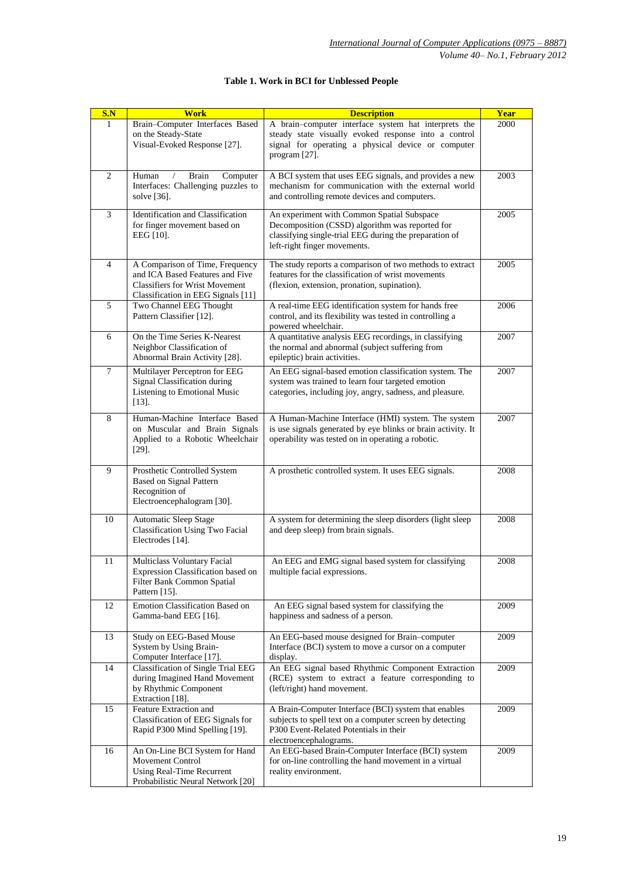**Table 1. Work in BCI for Unblessed People**

| S.N | Work | Description | Year |
|---|---|---|---|
| 1 | Brain–Computer Interfaces Based on the Steady-State Visual-Evoked Response [27]. | A brain–computer interface system hat interprets the steady state visually evoked response into a control signal for operating a physical device or computer program [27]. | 2000 |
| 2 | Human / Brain Computer Interfaces: Challenging puzzles to solve [36]. | A BCI system that uses EEG signals, and provides a new mechanism for communication with the external world and controlling remote devices and computers. | 2003 |
| 3 | Identification and Classification for finger movement based on EEG [10]. | An experiment with Common Spatial Subspace Decomposition (CSSD) algorithm was reported for classifying single-trial EEG during the preparation of left-right finger movements. | 2005 |
| 4 | A Comparison of Time, Frequency and ICA Based Features and Five Classifiers for Wrist Movement Classification in EEG Signals [11] | The study reports a comparison of two methods to extract features for the classification of wrist movements (flexion, extension, pronation, supination). | 2005 |
| 5 | Two Channel EEG Thought Pattern Classifier [12]. | A real-time EEG identification system for hands free control, and its flexibility was tested in controlling a powered wheelchair. | 2006 |
| 6 | On the Time Series K-Nearest Neighbor Classification of Abnormal Brain Activity [28]. | A quantitative analysis EEG recordings, in classifying the normal and abnormal (subject suffering from epileptic) brain activities. | 2007 |
| 7 | Multilayer Perceptron for EEG Signal Classification during Listening to Emotional Music [13]. | An EEG signal-based emotion classification system. The system was trained to learn four targeted emotion categories, including joy, angry, sadness, and pleasure. | 2007 |
| 8 | Human-Machine Interface Based on Muscular and Brain Signals Applied to a Robotic Wheelchair [29]. | A Human-Machine Interface (HMI) system. The system is use signals generated by eye blinks or brain activity. It operability was tested on in operating a robotic. | 2007 |
| 9 | Prosthetic Controlled System Based on Signal Pattern Recognition of Electroencephalogram [30]. | A prosthetic controlled system. It uses EEG signals. | 2008 |
| 10 | Automatic Sleep Stage Classification Using Two Facial Electrodes [14]. | A system for determining the sleep disorders (light sleep and deep sleep) from brain signals. | 2008 |
| 11 | Multiclass Voluntary Facial Expression Classification based on Filter Bank Common Spatial Pattern [15]. | An EEG and EMG signal based system for classifying multiple facial expressions. | 2008 |
| 12 | Emotion Classification Based on Gamma-band EEG [16]. | An EEG signal based system for classifying the happiness and sadness of a person. | 2009 |
| 13 | Study on EEG-Based Mouse System by Using Brain-Computer Interface [17]. | An EEG-based mouse designed for Brain–computer Interface (BCI) system to move a cursor on a computer display. | 2009 |
| 14 | Classification of Single Trial EEG during Imagined Hand Movement by Rhythmic Component Extraction [18]. | An EEG signal based Rhythmic Component Extraction (RCE) system to extract a feature corresponding to (left/right) hand movement. | 2009 |
| 15 | Feature Extraction and Classification of EEG Signals for Rapid P300 Mind Spelling [19]. | A Brain-Computer Interface (BCI) system that enables subjects to spell text on a computer screen by detecting P300 Event-Related Potentials in their electroencephalograms. | 2009 |
| 16 | An On-Line BCI System for Hand Movement Control Using Real-Time Recurrent Probabilistic Neural Network [20] | An EEG-based Brain-Computer Interface (BCI) system for on-line controlling the hand movement in a virtual reality environment. | 2009 |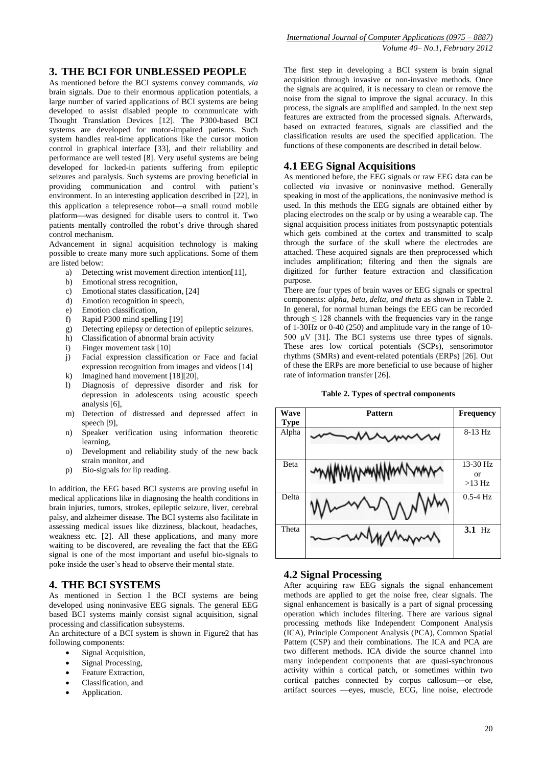## 3. THE BCI FOR UNBLESSED PEOPLE

As mentioned before the BCI systems convey commands, *via* brain signals. Due to their enormous application potentials, a large number of varied applications of BCI systems are being developed to assist disabled people to communicate with Thought Translation Devices [12]. The P300-based BCI systems are developed for motor-impaired patients. Such system handles real-time applications like the cursor motion control in graphical interface [33], and their reliability and performance are well tested [8]. Very useful systems are being developed for locked-in patients suffering from epileptic seizures and paralysis. Such systems are proving beneficial in providing communication and control with patient's environment. In an interesting application described in [22], in this application a telepresence robot—a small round mobile platform—was designed for disable users to control it. Two patients mentally controlled the robot's drive through shared control mechanism.

Advancement in signal acquisition technology is making possible to create many more such applications. Some of them are listed below:

a) Detecting wrist movement direction intention[11],
b) Emotional stress recognition,
c) Emotional states classification, [24]
d) Emotion recognition in speech,
e) Emotion classification,
f) Rapid P300 mind spelling [19]
g) Detecting epilepsy or detection of epileptic seizures.
h) Classification of abnormal brain activity
i) Finger movement task [10]
j) Facial expression classification or Face and facial expression recognition from images and videos [14]
k) Imagined hand movement [18][20],
l) Diagnosis of depressive disorder and risk for depression in adolescents using acoustic speech analysis [6],
m) Detection of distressed and depressed affect in speech [9],
n) Speaker verification using information theoretic learning,
o) Development and reliability study of the new back strain monitor, and
p) Bio-signals for lip reading.

In addition, the EEG based BCI systems are proving useful in medical applications like in diagnosing the health conditions in brain injuries, tumors, strokes, epileptic seizure, liver, cerebral palsy, and alzheimer disease. The BCI systems also facilitate in assessing medical issues like dizziness, blackout, headaches, weakness etc. [2]. All these applications, and many more waiting to be discovered, are revealing the fact that the EEG signal is one of the most important and useful bio-signals to poke inside the user's head to observe their mental state.

## 4. THE BCI SYSTEMS

As mentioned in Section I the BCI systems are being developed using noninvasive EEG signals. The general EEG based BCI systems mainly consist signal acquisition, signal processing and classification subsystems.

An architecture of a BCI system is shown in Figure2 that has following components:

- Signal Acquisition,
- Signal Processing,
- Feature Extraction,
- Classification, and
- Application.

The first step in developing a BCI system is brain signal acquisition through invasive or non-invasive methods. Once the signals are acquired, it is necessary to clean or remove the noise from the signal to improve the signal accuracy. In this process, the signals are amplified and sampled. In the next step features are extracted from the processed signals. Afterwards, based on extracted features, signals are classified and the classification results are used the specified application. The functions of these components are described in detail below.

### 4.1 EEG Signal Acquisitions

As mentioned before, the EEG signals or raw EEG data can be collected *via* invasive or noninvasive method. Generally speaking in most of the applications, the noninvasive method is used. In this methods the EEG signals are obtained either by placing electrodes on the scalp or by using a wearable cap. The signal acquisition process initiates from postsynaptic potentials which gets combined at the cortex and transmitted to scalp through the surface of the skull where the electrodes are attached. These acquired signals are then preprocessed which includes amplification; filtering and then the signals are digitized for further feature extraction and classification purpose.

There are four types of brain waves or EEG signals or spectral components: *alpha, beta, delta, and theta* as shown in Table 2. In general, for normal human beings the EEG can be recorded through $\leq 128$ channels with the frequencies vary in the range of 1-30Hz or 0-40 (250) and amplitude vary in the range of 10-500 μV [31]. The BCI systems use three types of signals. These ares low cortical potentials (SCPs), sensorimotor rhythms (SMRs) and event-related potentials (ERPs) [26]. Out of these the ERPs are more beneficial to use because of higher rate of information transfer [26].

**Table 2. Types of spectral components**

| Wave Type | Pattern | Frequency |
|---|---|---|
| Alpha | | 8-13 Hz |
| Beta | | 13-30 Hz or >13 Hz |
| Delta | | 0.5-4 Hz |
| Theta | | **3.1** Hz |

### 4.2 Signal Processing

After acquiring raw EEG signals the signal enhancement methods are applied to get the noise free, clear signals. The signal enhancement is basically is a part of signal processing operation which includes filtering. There are various signal processing methods like Independent Component Analysis (ICA), Principle Component Analysis (PCA), Common Spatial Pattern (CSP) and their combinations. The ICA and PCA are two different methods. ICA divide the source channel into many independent components that are quasi-synchronous activity within a cortical patch, or sometimes within two cortical patches connected by corpus callosum—or else, artifact sources —eyes, muscle, ECG, line noise, electrode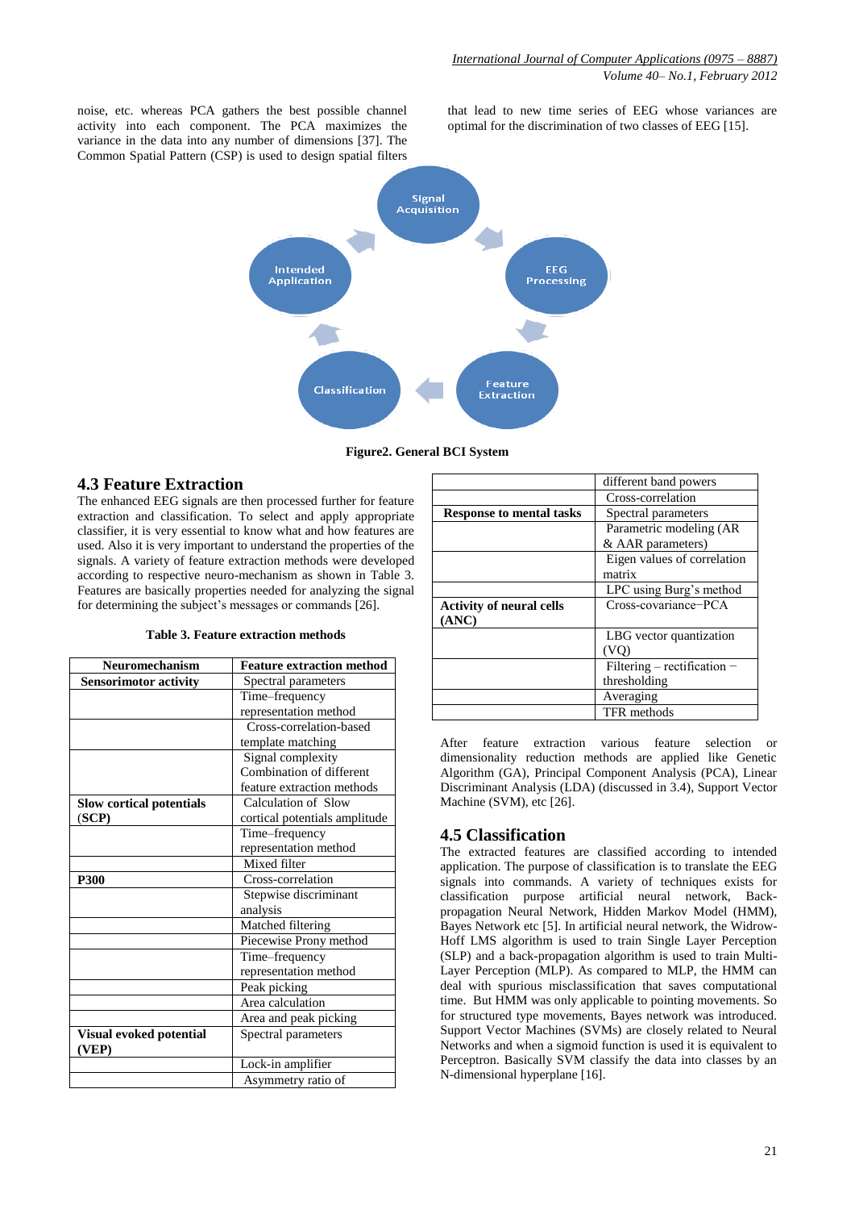noise, etc. whereas PCA gathers the best possible channel activity into each component. The PCA maximizes the variance in the data into any number of dimensions [37]. The Common Spatial Pattern (CSP) is used to design spatial filters that lead to new time series of EEG whose variances are optimal for the discrimination of two classes of EEG [15].

Signal Acquisition

EEG Processing

Feature Extraction

Classification

Intended Application

**Figure2. General BCI System**

## 4.3 Feature Extraction

The enhanced EEG signals are then processed further for feature extraction and classification. To select and apply appropriate classifier, it is very essential to know what and how features are used. Also it is very important to understand the properties of the signals. A variety of feature extraction methods were developed according to respective neuro-mechanism as shown in Table 3. Features are basically properties needed for analyzing the signal for determining the subject's messages or commands [26].

**Table 3. Feature extraction methods**

| Neuromechanism | Feature extraction method |
|---|---|
| **Sensorimotor activity** | Spectral parameters |
| | Time–frequency representation method |
| | Cross-correlation-based template matching |
| | Signal complexity Combination of different feature extraction methods |
| **Slow cortical potentials (SCP)** | Calculation of Slow cortical potentials amplitude |
| | Time–frequency representation method |
| | Mixed filter |
| **P300** | Cross-correlation |
| | Stepwise discriminant analysis |
| | Matched filtering |
| | Piecewise Prony method |
| | Time–frequency representation method |
| | Peak picking |
| | Area calculation |
| | Area and peak picking |
| **Visual evoked potential (VEP)** | Spectral parameters |
| | Lock-in amplifier |
| | Asymmetry ratio of different band powers |
| | Cross-correlation |
| **Response to mental tasks** | Spectral parameters |
| | Parametric modeling (AR & AAR parameters) |
| | Eigen values of correlation matrix |
| | LPC using Burg's method |
| **Activity of neural cells (ANC)** | Cross-covariance−PCA |
| | LBG vector quantization (VQ) |
| | Filtering – rectification − thresholding |
| | Averaging |
| | TFR methods |

After feature extraction various feature selection or dimensionality reduction methods are applied like Genetic Algorithm (GA), Principal Component Analysis (PCA), Linear Discriminant Analysis (LDA) (discussed in 3.4), Support Vector Machine (SVM), etc [26].

## 4.5 Classification

The extracted features are classified according to intended application. The purpose of classification is to translate the EEG signals into commands. A variety of techniques exists for classification purpose artificial neural network, Back-propagation Neural Network, Hidden Markov Model (HMM), Bayes Network etc [5]. In artificial neural network, the Widrow-Hoff LMS algorithm is used to train Single Layer Perception (SLP) and a back-propagation algorithm is used to train Multi-Layer Perception (MLP). As compared to MLP, the HMM can deal with spurious misclassification that saves computational time. But HMM was only applicable to pointing movements. So for structured type movements, Bayes network was introduced. Support Vector Machines (SVMs) are closely related to Neural Networks and when a sigmoid function is used it is equivalent to Perceptron. Basically SVM classify the data into classes by an N-dimensional hyperplane [16].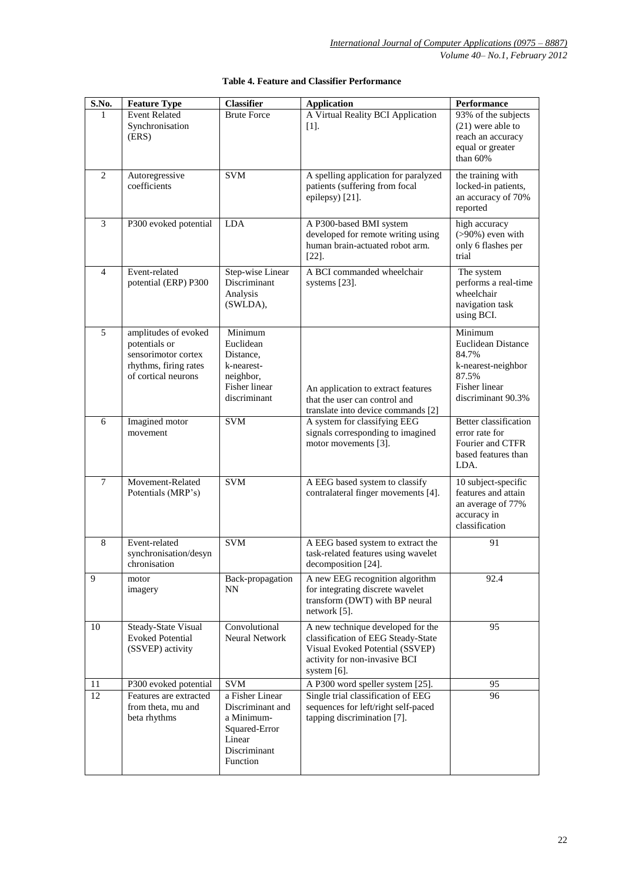**Table 4. Feature and Classifier Performance**

| S.No. | Feature Type | Classifier | Application | Performance |
|---|---|---|---|---|
| 1 | Event Related Synchronisation (ERS) | Brute Force | A Virtual Reality BCI Application [1]. | 93% of the subjects (21) were able to reach an accuracy equal or greater than 60% |
| 2 | Autoregressive coefficients | SVM | A spelling application for paralyzed patients (suffering from focal epilepsy) [21]. | the training with locked-in patients, an accuracy of 70% reported |
| 3 | P300 evoked potential | LDA | A P300-based BMI system developed for remote writing using human brain-actuated robot arm. [22]. | high accuracy (>90%) even with only 6 flashes per trial |
| 4 | Event-related potential (ERP) P300 | Step-wise Linear Discriminant Analysis (SWLDA), | A BCI commanded wheelchair systems [23]. | The system performs a real-time wheelchair navigation task using BCI. |
| 5 | amplitudes of evoked potentials or sensorimotor cortex rhythms, firing rates of cortical neurons | Minimum Euclidean Distance, k-nearest-neighbor, Fisher linear discriminant | An application to extract features that the user can control and translate into device commands [2] | Minimum Euclidean Distance 84.7% k-nearest-neighbor 87.5% Fisher linear discriminant 90.3% |
| 6 | Imagined motor movement | SVM | A system for classifying EEG signals corresponding to imagined motor movements [3]. | Better classification error rate for Fourier and CTFR based features than LDA. |
| 7 | Movement-Related Potentials (MRP's) | SVM | A EEG based system to classify contralateral finger movements [4]. | 10 subject-specific features and attain an average of 77% accuracy in classification |
| 8 | Event-related synchronisation/desynchronisation | SVM | A EEG based system to extract the task-related features using wavelet decomposition [24]. | 91 |
| 9 | motor imagery | Back-propagation NN | A new EEG recognition algorithm for integrating discrete wavelet transform (DWT) with BP neural network [5]. | 92.4 |
| 10 | Steady-State Visual Evoked Potential (SSVEP) activity | Convolutional Neural Network | A new technique developed for the classification of EEG Steady-State Visual Evoked Potential (SSVEP) activity for non-invasive BCI system [6]. | 95 |
| 11 | P300 evoked potential | SVM | A P300 word speller system [25]. | 95 |
| 12 | Features are extracted from theta, mu and beta rhythms | a Fisher Linear Discriminant and a Minimum-Squared-Error Linear Discriminant Function | Single trial classification of EEG sequences for left/right self-paced tapping discrimination [7]. | 96 |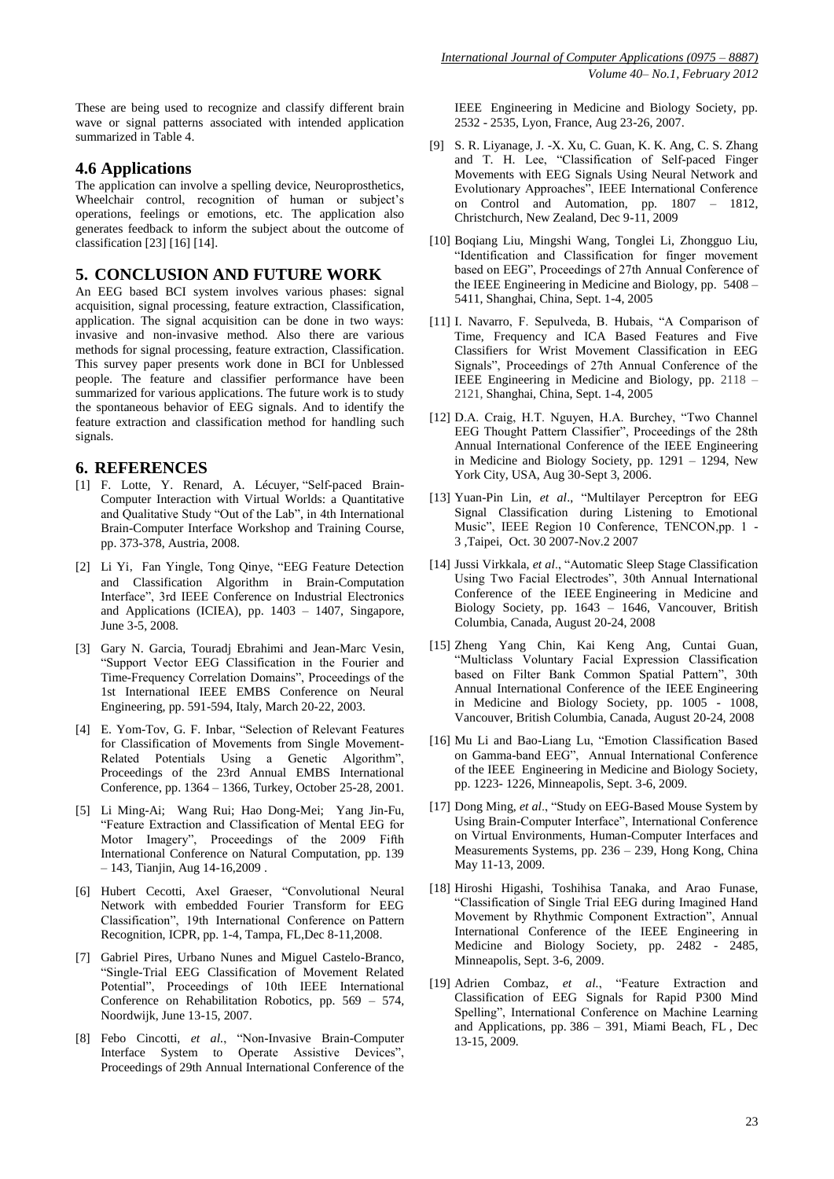These are being used to recognize and classify different brain wave or signal patterns associated with intended application summarized in Table 4.

## 4.6 Applications

The application can involve a spelling device, Neuroprosthetics, Wheelchair control, recognition of human or subject's operations, feelings or emotions, etc. The application also generates feedback to inform the subject about the outcome of classification [23] [16] [14].

# 5. CONCLUSION AND FUTURE WORK

An EEG based BCI system involves various phases: signal acquisition, signal processing, feature extraction, Classification, application. The signal acquisition can be done in two ways: invasive and non-invasive method. Also there are various methods for signal processing, feature extraction, Classification. This survey paper presents work done in BCI for Unblessed people. The feature and classifier performance have been summarized for various applications. The future work is to study the spontaneous behavior of EEG signals. And to identify the feature extraction and classification method for handling such signals.

# 6. REFERENCES

[1] F. Lotte, Y. Renard, A. Lécuyer, "Self-paced Brain-Computer Interaction with Virtual Worlds: a Quantitative and Qualitative Study "Out of the Lab", in 4th International Brain-Computer Interface Workshop and Training Course, pp. 373-378, Austria, 2008.

[2] Li Yi, Fan Yingle, Tong Qinye, "EEG Feature Detection and Classification Algorithm in Brain-Computation Interface", 3rd IEEE Conference on Industrial Electronics and Applications (ICIEA), pp. 1403 – 1407, Singapore, June 3-5, 2008.

[3] Gary N. Garcia, Touradj Ebrahimi and Jean-Marc Vesin, "Support Vector EEG Classification in the Fourier and Time-Frequency Correlation Domains", Proceedings of the 1st International IEEE EMBS Conference on Neural Engineering, pp. 591-594, Italy, March 20-22, 2003.

[4] E. Yom-Tov, G. F. Inbar, "Selection of Relevant Features for Classification of Movements from Single Movement-Related Potentials Using a Genetic Algorithm", Proceedings of the 23rd Annual EMBS International Conference, pp. 1364 – 1366, Turkey, October 25-28, 2001.

[5] Li Ming-Ai; Wang Rui; Hao Dong-Mei; Yang Jin-Fu, "Feature Extraction and Classification of Mental EEG for Motor Imagery", Proceedings of the 2009 Fifth International Conference on Natural Computation, pp. 139 – 143, Tianjin, Aug 14-16,2009 .

[6] Hubert Cecotti, Axel Graeser, "Convolutional Neural Network with embedded Fourier Transform for EEG Classification", 19th International Conference on Pattern Recognition, ICPR, pp. 1-4, Tampa, FL,Dec 8-11,2008.

[7] Gabriel Pires, Urbano Nunes and Miguel Castelo-Branco, "Single-Trial EEG Classification of Movement Related Potential", Proceedings of 10th IEEE International Conference on Rehabilitation Robotics, pp. 569 – 574, Noordwijk, June 13-15, 2007.

[8] Febo Cincotti, *et al.*, "Non-Invasive Brain-Computer Interface System to Operate Assistive Devices", Proceedings of 29th Annual International Conference of the IEEE Engineering in Medicine and Biology Society, pp. 2532 - 2535, Lyon, France, Aug 23-26, 2007.

[9] S. R. Liyanage, J. -X. Xu, C. Guan, K. K. Ang, C. S. Zhang and T. H. Lee, "Classification of Self-paced Finger Movements with EEG Signals Using Neural Network and Evolutionary Approaches", IEEE International Conference on Control and Automation, pp. 1807 – 1812, Christchurch, New Zealand, Dec 9-11, 2009

[10] Boqiang Liu, Mingshi Wang, Tonglei Li, Zhongguo Liu, "Identification and Classification for finger movement based on EEG", Proceedings of 27th Annual Conference of the IEEE Engineering in Medicine and Biology, pp. 5408 – 5411, Shanghai, China, Sept. 1-4, 2005

[11] I. Navarro, F. Sepulveda, B. Hubais, "A Comparison of Time, Frequency and ICA Based Features and Five Classifiers for Wrist Movement Classification in EEG Signals", Proceedings of 27th Annual Conference of the IEEE Engineering in Medicine and Biology, pp. 2118 – 2121, Shanghai, China, Sept. 1-4, 2005

[12] D.A. Craig, H.T. Nguyen, H.A. Burchey, "Two Channel EEG Thought Pattern Classifier", Proceedings of the 28th Annual International Conference of the IEEE Engineering in Medicine and Biology Society, pp. 1291 – 1294, New York City, USA, Aug 30-Sept 3, 2006.

[13] Yuan-Pin Lin, *et al*., "Multilayer Perceptron for EEG Signal Classification during Listening to Emotional Music", IEEE Region 10 Conference, TENCON,pp. 1 - 3 ,Taipei, Oct. 30 2007-Nov.2 2007

[14] Jussi Virkkala, *et al*., "Automatic Sleep Stage Classification Using Two Facial Electrodes", 30th Annual International Conference of the IEEE Engineering in Medicine and Biology Society, pp. 1643 – 1646, Vancouver, British Columbia, Canada, August 20-24, 2008

[15] Zheng Yang Chin, Kai Keng Ang, Cuntai Guan, "Multiclass Voluntary Facial Expression Classification based on Filter Bank Common Spatial Pattern", 30th Annual International Conference of the IEEE Engineering in Medicine and Biology Society, pp. 1005 - 1008, Vancouver, British Columbia, Canada, August 20-24, 2008

[16] Mu Li and Bao-Liang Lu, "Emotion Classification Based on Gamma-band EEG", Annual International Conference of the IEEE Engineering in Medicine and Biology Society, pp. 1223- 1226, Minneapolis, Sept. 3-6, 2009.

[17] Dong Ming, *et al*., "Study on EEG-Based Mouse System by Using Brain-Computer Interface", International Conference on Virtual Environments, Human-Computer Interfaces and Measurements Systems, pp. 236 – 239, Hong Kong, China May 11-13, 2009.

[18] Hiroshi Higashi, Toshihisa Tanaka, and Arao Funase, "Classification of Single Trial EEG during Imagined Hand Movement by Rhythmic Component Extraction", Annual International Conference of the IEEE Engineering in Medicine and Biology Society, pp. 2482 - 2485, Minneapolis, Sept. 3-6, 2009.

[19] Adrien Combaz, *et al.*, "Feature Extraction and Classification of EEG Signals for Rapid P300 Mind Spelling", International Conference on Machine Learning and Applications, pp. 386 – 391, Miami Beach, FL , Dec 13-15, 2009.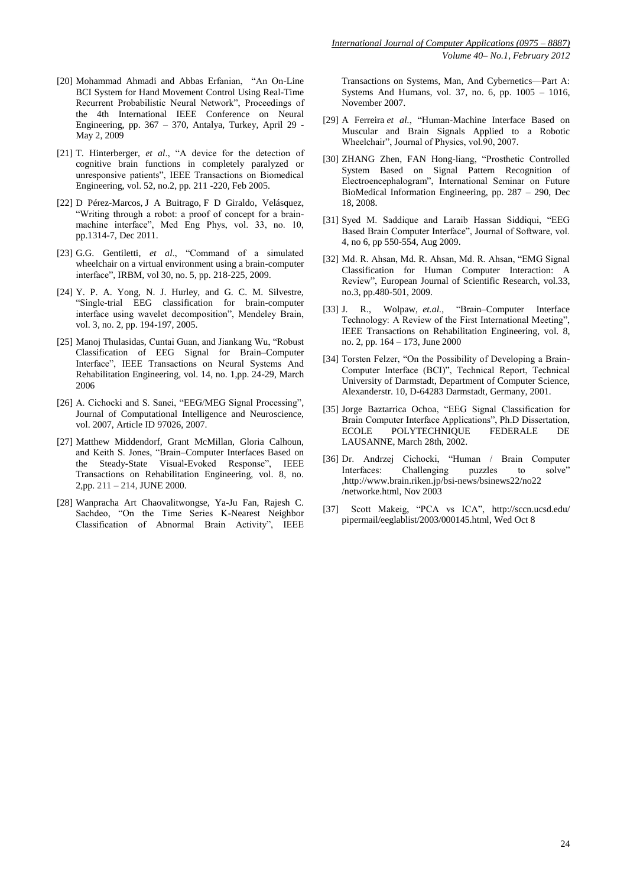[20] Mohammad Ahmadi and Abbas Erfanian, "An On-Line BCI System for Hand Movement Control Using Real-Time Recurrent Probabilistic Neural Network", Proceedings of the 4th International IEEE Conference on Neural Engineering, pp. 367 – 370, Antalya, Turkey, April 29 - May 2, 2009

[21] T. Hinterberger, *et al*., "A device for the detection of cognitive brain functions in completely paralyzed or unresponsive patients", IEEE Transactions on Biomedical Engineering, vol. 52, no.2, pp. 211 -220, Feb 2005.

[22] D Pérez-Marcos, J A Buitrago, F D Giraldo, Velásquez, "Writing through a robot: a proof of concept for a brain-machine interface", Med Eng Phys, vol. 33, no. 10, pp.1314-7, Dec 2011.

[23] G.G. Gentiletti, *et al*., "Command of a simulated wheelchair on a virtual environment using a brain-computer interface", IRBM, vol 30, no. 5, pp. 218-225, 2009.

[24] Y. P. A. Yong, N. J. Hurley, and G. C. M. Silvestre, "Single-trial EEG classification for brain-computer interface using wavelet decomposition", Mendeley Brain, vol. 3, no. 2, pp. 194-197, 2005.

[25] Manoj Thulasidas, Cuntai Guan, and Jiankang Wu, "Robust Classification of EEG Signal for Brain–Computer Interface", IEEE Transactions on Neural Systems And Rehabilitation Engineering, vol. 14, no. 1,pp. 24-29, March 2006

[26] A. Cichocki and S. Sanei, "EEG/MEG Signal Processing", Journal of Computational Intelligence and Neuroscience, vol. 2007, Article ID 97026, 2007.

[27] Matthew Middendorf, Grant McMillan, Gloria Calhoun, and Keith S. Jones, "Brain–Computer Interfaces Based on the Steady-State Visual-Evoked Response", IEEE Transactions on Rehabilitation Engineering, vol. 8, no. 2,pp. 211 – 214, JUNE 2000.

[28] Wanpracha Art Chaovalitwongse, Ya-Ju Fan, Rajesh C. Sachdeo, "On the Time Series K-Nearest Neighbor Classification of Abnormal Brain Activity", IEEE Transactions on Systems, Man, And Cybernetics—Part A: Systems And Humans, vol. 37, no. 6, pp. 1005 – 1016, November 2007.

[29] A Ferreira *et al.*, "Human-Machine Interface Based on Muscular and Brain Signals Applied to a Robotic Wheelchair", Journal of Physics, vol.90, 2007.

[30] ZHANG Zhen, FAN Hong-liang, "Prosthetic Controlled System Based on Signal Pattern Recognition of Electroencephalogram", International Seminar on Future BioMedical Information Engineering, pp. 287 – 290, Dec 18, 2008.

[31] Syed M. Saddique and Laraib Hassan Siddiqui, "EEG Based Brain Computer Interface", Journal of Software, vol. 4, no 6, pp 550-554, Aug 2009.

[32] Md. R. Ahsan, Md. R. Ahsan, Md. R. Ahsan, "EMG Signal Classification for Human Computer Interaction: A Review", European Journal of Scientific Research, vol.33, no.3, pp.480-501, 2009.

[33] J. R., Wolpaw, *et.al.*, "Brain–Computer Interface Technology: A Review of the First International Meeting", IEEE Transactions on Rehabilitation Engineering, vol. 8, no. 2, pp. 164 – 173, June 2000

[34] Torsten Felzer, "On the Possibility of Developing a Brain-Computer Interface (BCI)", Technical Report, Technical University of Darmstadt, Department of Computer Science, Alexanderstr. 10, D-64283 Darmstadt, Germany, 2001.

[35] Jorge Baztarrica Ochoa, "EEG Signal Classification for Brain Computer Interface Applications", Ph.D Dissertation, ECOLE POLYTECHNIQUE FEDERALE DE LAUSANNE, March 28th, 2002.

[36] Dr. Andrzej Cichocki, "Human / Brain Computer Interfaces: Challenging puzzles to solve" ,http://www.brain.riken.jp/bsi-news/bsinews22/no22 /networke.html, Nov 2003

[37] Scott Makeig, "PCA vs ICA", http://sccn.ucsd.edu/ pipermail/eeglablist/2003/000145.html, Wed Oct 8